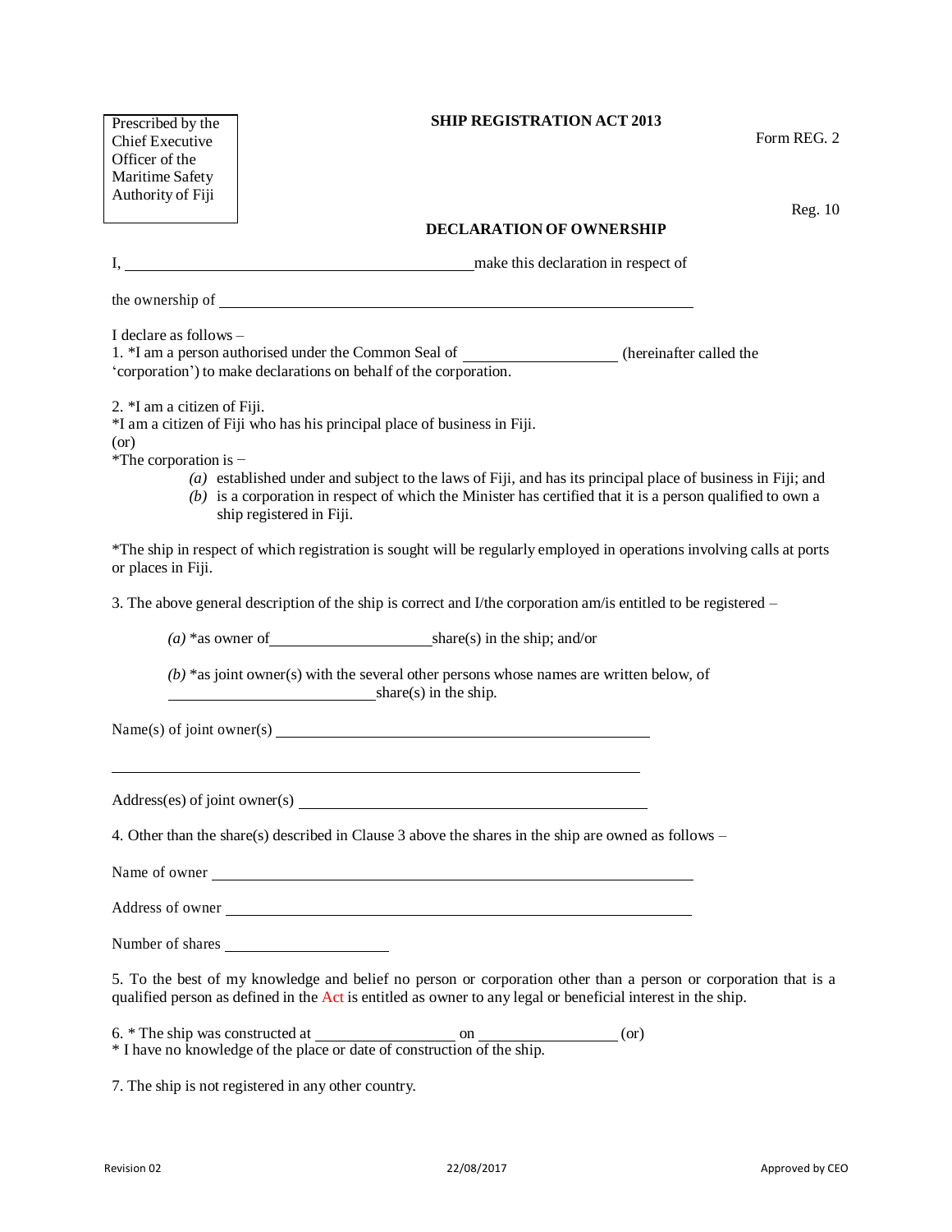Prescribed by the Chief Executive Officer of the Maritime Safety Authority of Fiji

**SHIP REGISTRATION ACT 2013**

Form REG. 2

Reg. 10

**DECLARATION OF OWNERSHIP**

I, ____________________________________________ make this declaration in respect of

the ownership of ____________________________________________________________

I declare as follows –
1. *I am a person authorised under the Common Seal of ____________________ (hereinafter called the 'corporation') to make declarations on behalf of the corporation.

2. *I am a citizen of Fiji.
*I am a citizen of Fiji who has his principal place of business in Fiji.
(or)
*The corporation is −

- *(a)* established under and subject to the laws of Fiji, and has its principal place of business in Fiji; and
- *(b)* is a corporation in respect of which the Minister has certified that it is a person qualified to own a ship registered in Fiji.

*The ship in respect of which registration is sought will be regularly employed in operations involving calls at ports or places in Fiji.

3. The above general description of the ship is correct and I/the corporation am/is entitled to be registered –

*(a)* *as owner of ____________________ share(s) in the ship; and/or

*(b)* *as joint owner(s) with the several other persons whose names are written below, of ____________________ share(s) in the ship.

Name(s) of joint owner(s) ____________________________________________________

____________________________________________________________________

Address(es) of joint owner(s) _________________________________________________

4. Other than the share(s) described in Clause 3 above the shares in the ship are owned as follows –

Name of owner ____________________________________________________________

Address of owner __________________________________________________________

Number of shares ____________________

5. To the best of my knowledge and belief no person or corporation other than a person or corporation that is a qualified person as defined in the Act is entitled as owner to any legal or beneficial interest in the ship.

6. * The ship was constructed at __________________ on __________________ (or)
* I have no knowledge of the place or date of construction of the ship.

7. The ship is not registered in any other country.

Revision 02 22/08/2017 Approved by CEO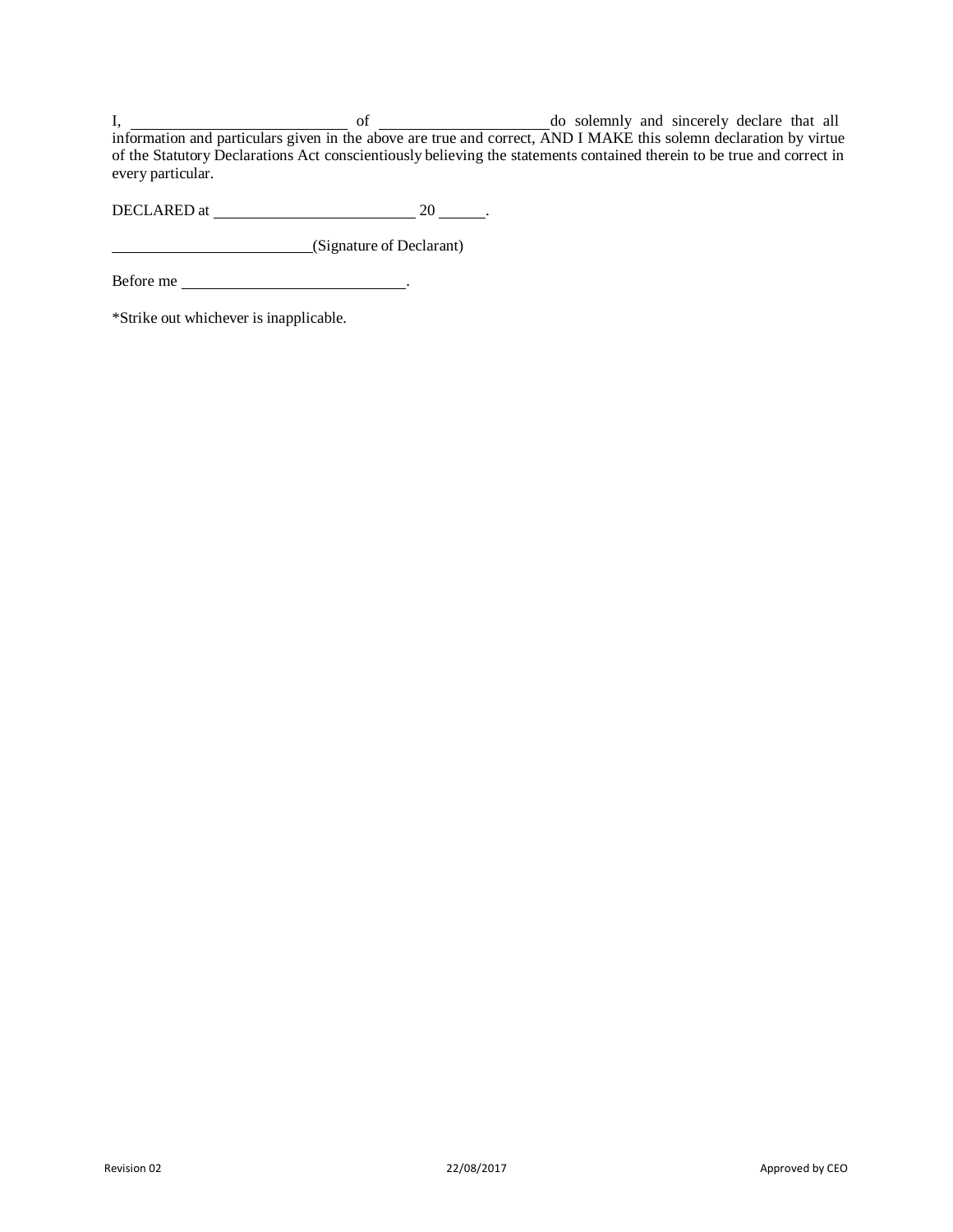I, ____________________________ of ______________________ do solemnly and sincerely declare that all information and particulars given in the above are true and correct, AND I MAKE this solemn declaration by virtue of the Statutory Declarations Act conscientiously believing the statements contained therein to be true and correct in every particular.

DECLARED at ___________________________ 20 ______.

___________________________(Signature of Declarant)

Before me ______________________________.

*Strike out whichever is inapplicable.

Revision 02 22/08/2017 Approved by CEO